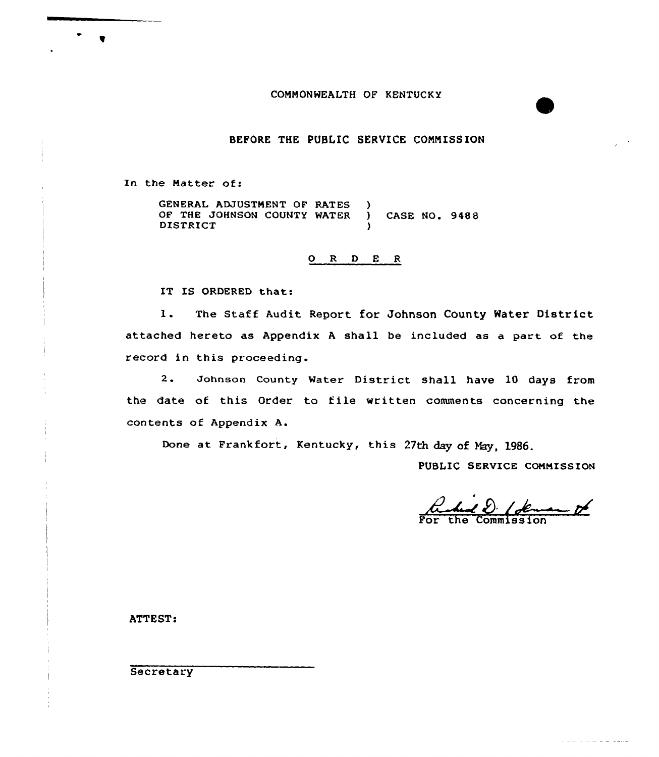COMMONWEALTH OF KENTUCKY

BEFORE THE PUBLIC SERVICE COMMISSION

In the Matter of:

GENERAL ADJUSTMENT OF RATES )
OF THE JOHNSON COUNTY WATER ) CASE NO. 9488
DISTRICT )

## O R D E R

IT IS ORDERED that:

1. The Staff Audit Report for Johnson County Water District attached hereto as Appendix A shall be included as a part of the record in this proceeding.

2. Johnson County Water District shall have 10 days from the date of this Order to file written comments concerning the contents of Appendix A.

Done at Frankfort, Kentucky, this 27th day of May, 1986.

PUBLIC SERVICE COMMISSION

For the Commission

ATTEST:

Secretary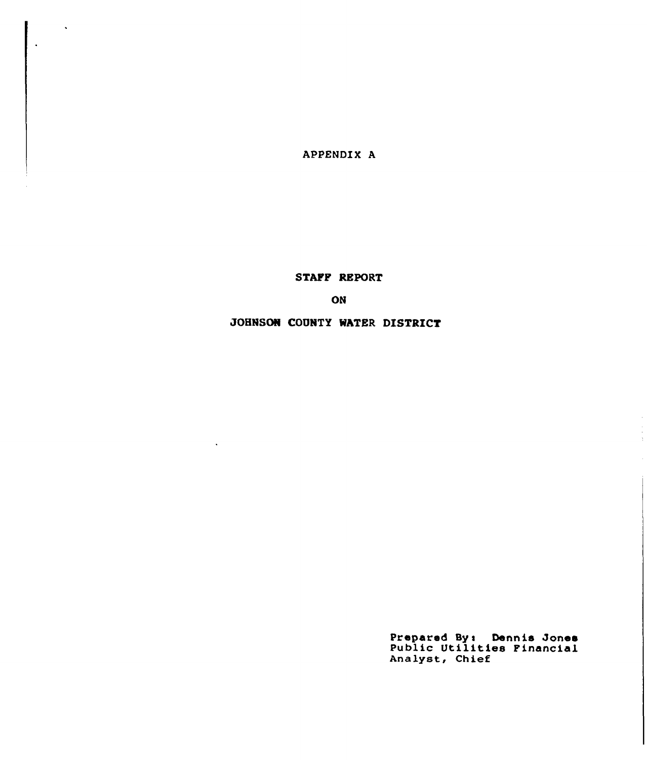APPENDIX A

# STAFF REPORT

# ON

# JOHNSON COUNTY WATER DISTRICT

Prepared By: Dennis Jones
Public Utilities Financial
Analyst, Chief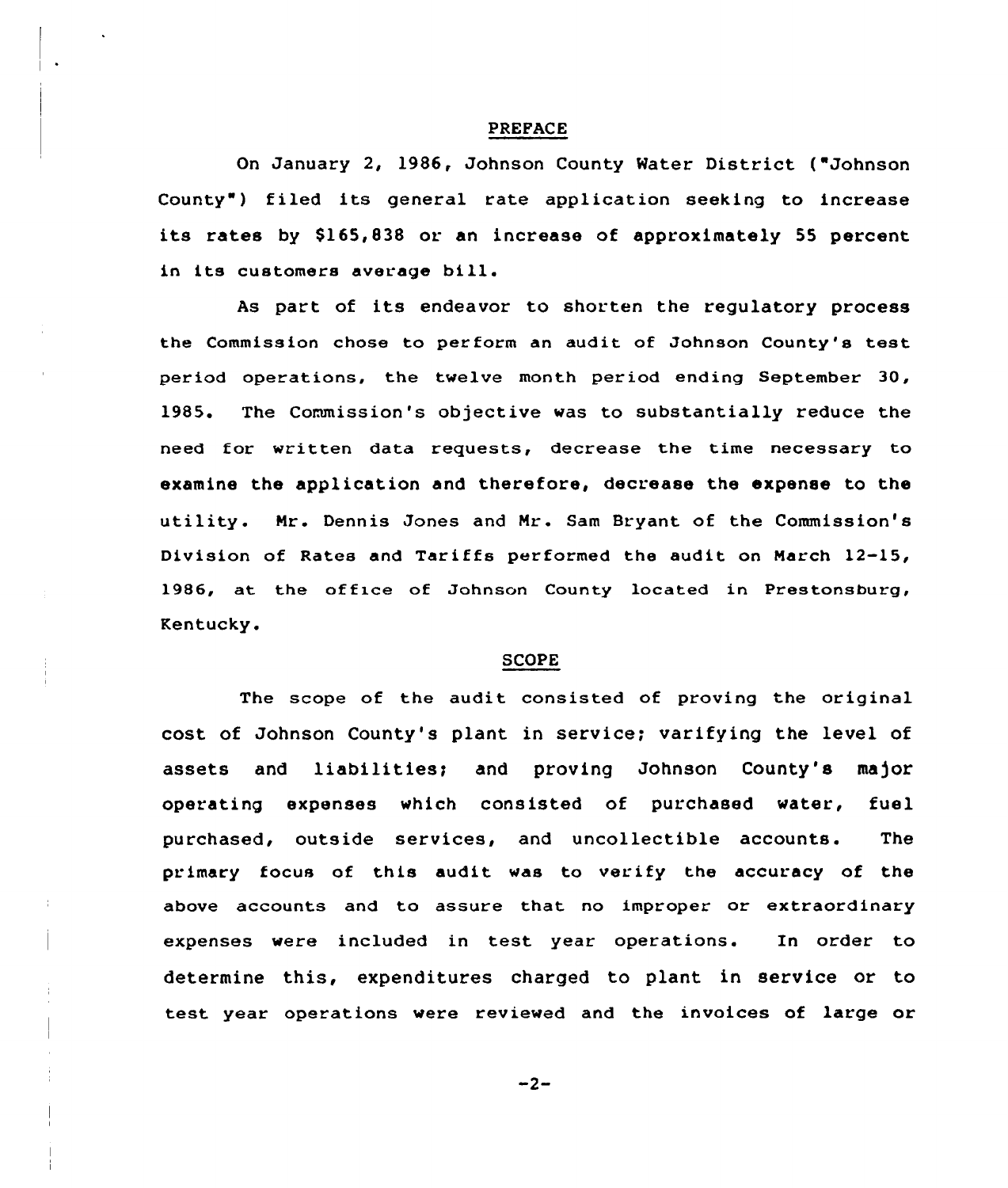## PREFACE

On January 2, 1986, Johnson County Water District ("Johnson County") filed its general rate application seeking to increase its rates by $165,838 or an increase of approximately 55 percent in its customers average bill.

As part of its endeavor to shorten the regulatory process the Commission chose to perform an audit of Johnson County's test period operations, the twelve month period ending September 30, 1985. The Commission's objective was to substantially reduce the need for written data requests, decrease the time necessary to examine the application and therefore, decrease the expense to the utility. Mr. Dennis Jones and Mr. Sam Bryant of the Commission's Division of Rates and Tariffs performed the audit on March 12-15, 1986, at the office of Johnson County located in Prestonsburg, Kentucky.

## SCOPE

The scope of the audit consisted of proving the original cost of Johnson County's plant in service; varifying the level of assets and liabilities; and proving Johnson County's major operating expenses which consisted of purchased water, fuel purchased, outside services, and uncollectible accounts. The primary focus of this audit was to verify the accuracy of the above accounts and to assure that no improper or extraordinary expenses were included in test year operations. In order to determine this, expenditures charged to plant in service or to test year operations were reviewed and the invoices of large or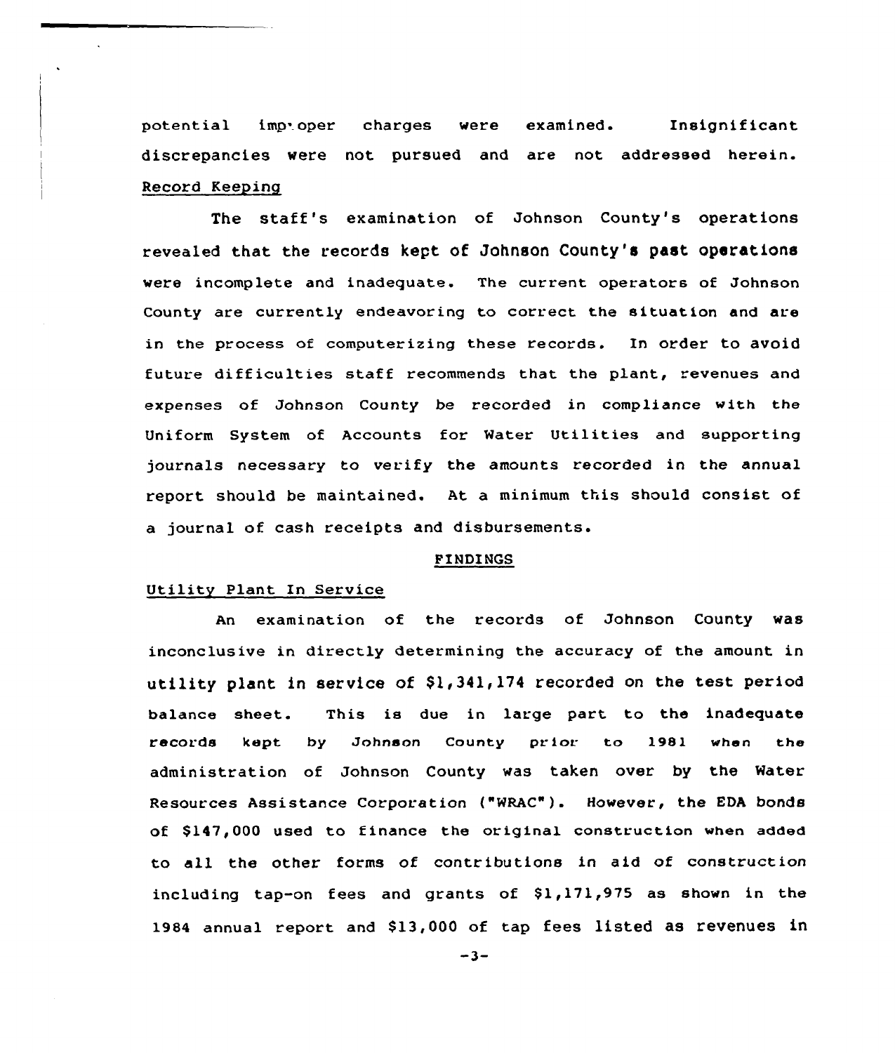potential improper charges were examined. Insignificant discrepancies were not pursued and are not addressed herein.

Record Keeping

The staff's examination of Johnson County's operations revealed that the records kept of Johnson County's past operations were incomplete and inadequate. The current operators of Johnson County are currently endeavoring to correct the situation and are in the process of computerizing these records. In order to avoid future difficulties staff recommends that the plant, revenues and expenses of Johnson County be recorded in compliance with the Uniform System of Accounts for Water Utilities and supporting journals necessary to verify the amounts recorded in the annual report should be maintained. At a minimum this should consist of a journal of cash receipts and disbursements.

## FINDINGS

Utility Plant In Service

An examination of the records of Johnson County was inconclusive in directly determining the accuracy of the amount in utility plant in service of $1,341,174 recorded on the test period balance sheet. This is due in large part to the inadequate records kept by Johnson County prior to 1981 when the administration of Johnson County was taken over by the Water Resources Assistance Corporation ("WRAC"). However, the EDA bonds of $147,000 used to finance the original construction when added to all the other forms of contributions in aid of construction including tap-on fees and grants of $1,171,975 as shown in the 1984 annual report and $13,000 of tap fees listed as revenues in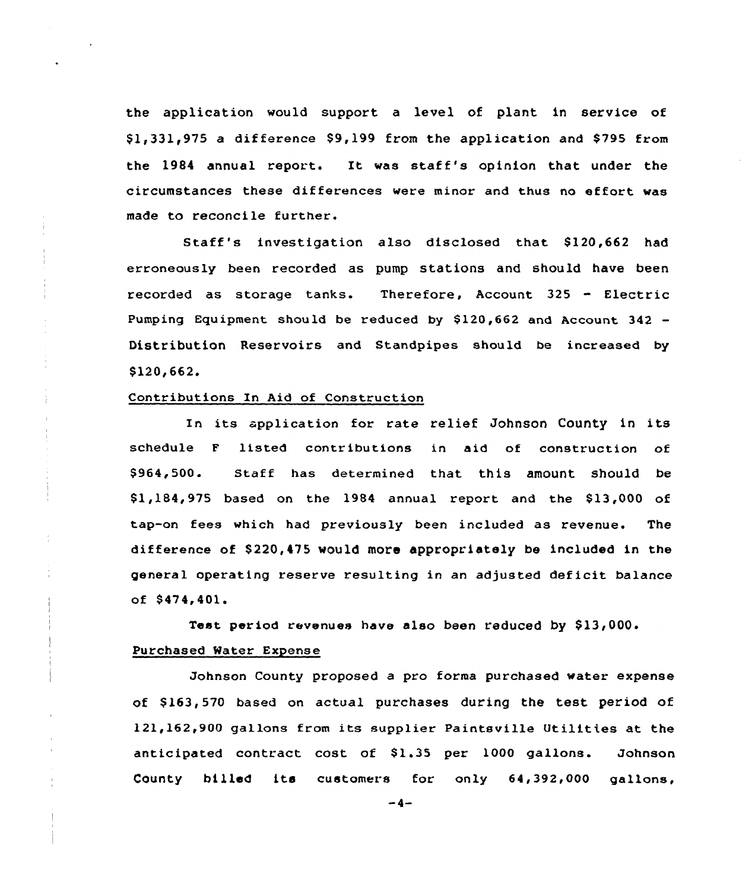the application would support a level of plant in service of $1,331,975 a difference $9,199 from the application and $795 from the 1984 annual report. It was staff's opinion that under the circumstances these differences were minor and thus no effort was made to reconcile further.

Staff's investigation also disclosed that $120,662 had erroneously been recorded as pump stations and should have been recorded as storage tanks. Therefore, Account 325 - Electric Pumping Equipment should be reduced by $120,662 and Account 342 - Distribution Reservoirs and Standpipes should be increased by $120,662.

Contributions In Aid of Construction

In its application for rate relief Johnson County in its schedule F listed contributions in aid of construction of $964,500. Staff has determined that this amount should be $1,184,975 based on the 1984 annual report and the $13,000 of tap-on fees which had previously been included as revenue. The difference of $220,475 would more appropriately be included in the general operating reserve resulting in an adjusted deficit balance of $474,401.

Test period revenues have also been reduced by $13,000.

Purchased Water Expense

Johnson County proposed a pro forma purchased water expense of $163,570 based on actual purchases during the test period of 121,162,900 gallons from its supplier Paintsville Utilities at the anticipated contract cost of $1.35 per 1000 gallons. Johnson County billed its customers for only 64,392,000 gallons,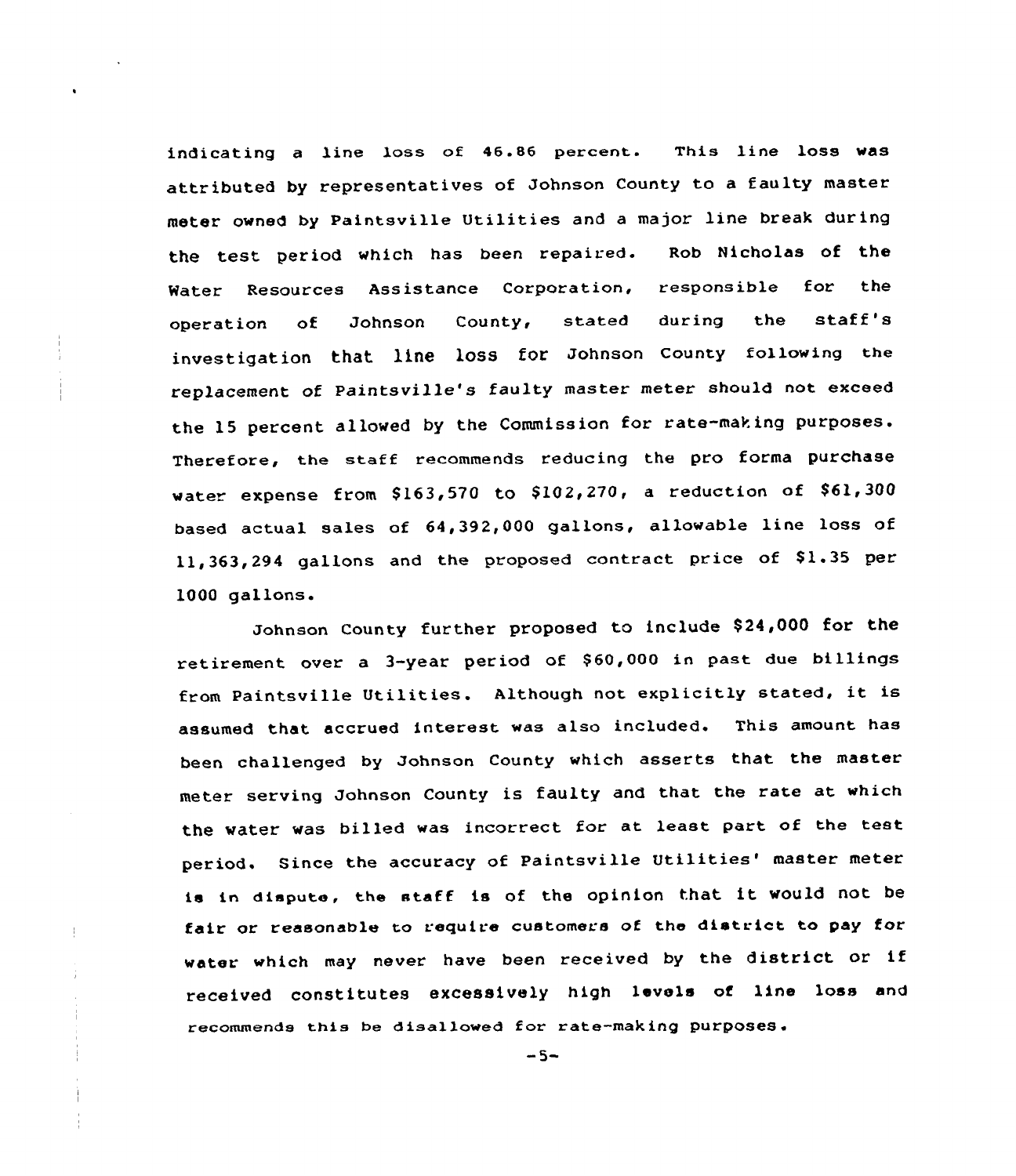indicating a line loss of 46.86 percent. This line loss was attributed by representatives of Johnson County to a faulty master meter owned by Paintsville Utilities and a major line break during the test period which has been repaired. Rob Nicholas of the Water Resources Assistance Corporation, responsible for the operation of Johnson County, stated during the staff's investigation that line loss for Johnson County following the replacement of Paintsville's faulty master meter should not exceed the 15 percent allowed by the Commission for rate-making purposes. Therefore, the staff recommends reducing the pro forma purchase water expense from $163,570 to $102,270, a reduction of $61,300 based actual sales of 64,392,000 gallons, allowable line loss of 11,363,294 gallons and the proposed contract price of $1.35 per 1000 gallons.

Johnson County further proposed to include $24,000 for the retirement over a 3-year period of $60,000 in past due billings from Paintsville Utilities. Although not explicitly stated, it is assumed that accrued interest was also included. This amount has been challenged by Johnson County which asserts that the master meter serving Johnson County is faulty and that the rate at which the water was billed was incorrect for at least part of the test period. Since the accuracy of Paintsville Utilities' master meter is in dispute, the staff is of the opinion that it would not be fair or reasonable to require customers of the district to pay for water which may never have been received by the district or if received constitutes excessively high levels of line loss and recommends this be disallowed for rate-making purposes.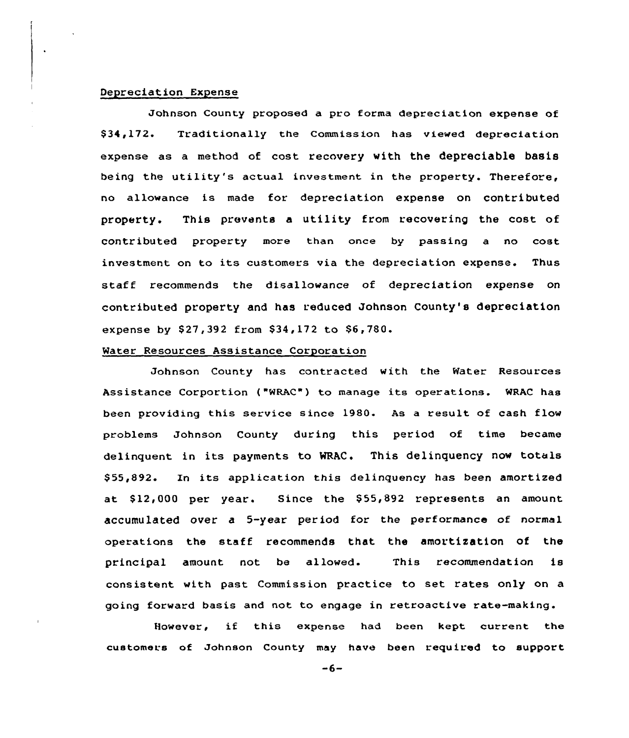Depreciation Expense

Johnson County proposed a pro forma depreciation expense of $34,172. Traditionally the Commission has viewed depreciation expense as a method of cost recovery with the depreciable basis being the utility's actual investment in the property. Therefore, no allowance is made for depreciation expense on contributed property. This prevents a utility from recovering the cost of contributed property more than once by passing a no cost investment on to its customers via the depreciation expense. Thus staff recommends the disallowance of depreciation expense on contributed property and has reduced Johnson County's depreciation expense by $27,392 from $34,172 to $6,780.

Water Resources Assistance Corporation

Johnson County has contracted with the Water Resources Assistance Corportion ("WRAC") to manage its operations. WRAC has been providing this service since 1980. As a result of cash flow problems Johnson County during this period of time became delinquent in its payments to WRAC. This delinquency now totals $55,892. In its application this delinquency has been amortized at $12,000 per year. Since the $55,892 represents an amount accumulated over a 5-year period for the performance of normal operations the staff recommends that the amortization of the principal amount not be allowed. This recommendation is consistent with past Commission practice to set rates only on a going forward basis and not to engage in retroactive rate-making.

However, if this expense had been kept current the customers of Johnson County may have been required to support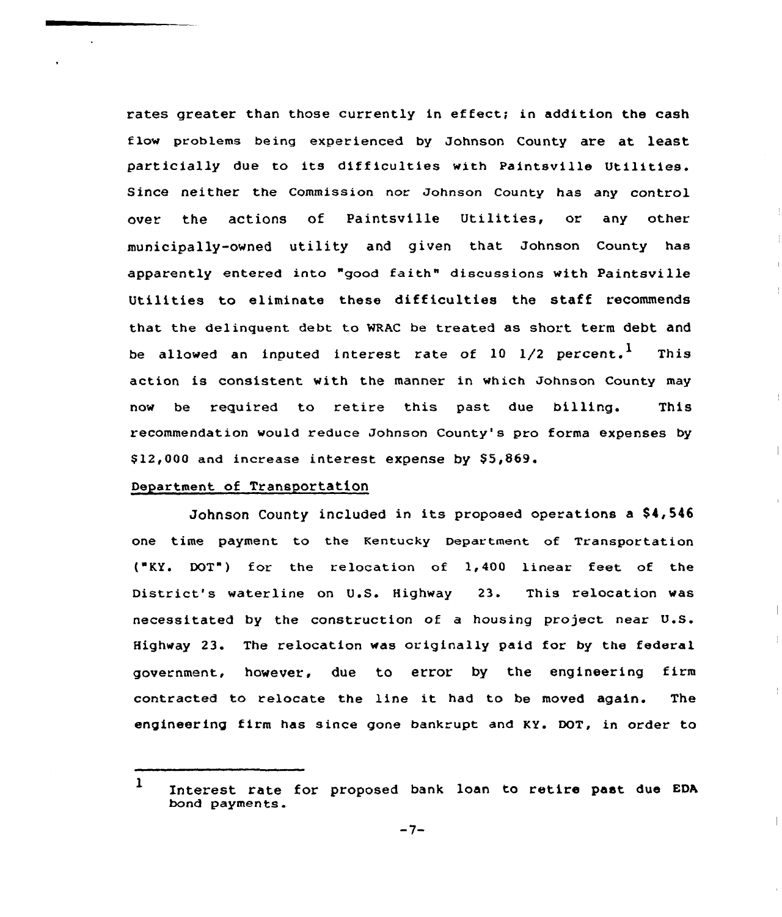rates greater than those currently in effect; in addition the cash flow problems being experienced by Johnson County are at least particially due to its difficulties with Paintsville Utilities. Since neither the Commission nor Johnson County has any control over the actions of Paintsville Utilities, or any other municipally-owned utility and given that Johnson County has apparently entered into "good faith" discussions with Paintsville Utilities to eliminate these difficulties the staff recommends that the delinquent debt to WRAC be treated as short term debt and be allowed an inputed interest rate of 10 1/2 percent.[1] This action is consistent with the manner in which Johnson County may now be required to retire this past due billing. This recommendation would reduce Johnson County's pro forma expenses by $12,000 and increase interest expense by $5,869.

Department of Transportation

Johnson County included in its proposed operations a $4,546 one time payment to the Kentucky Department of Transportation ("KY. DOT") for the relocation of 1,400 linear feet of the District's waterline on U.S. Highway 23. This relocation was necessitated by the construction of a housing project near U.S. Highway 23. The relocation was originally paid for by the federal government, however, due to error by the engineering firm contracted to relocate the line it had to be moved again. The engineering firm has since gone bankrupt and KY. DOT, in order to

[1] Interest rate for proposed bank loan to retire past due EDA bond payments.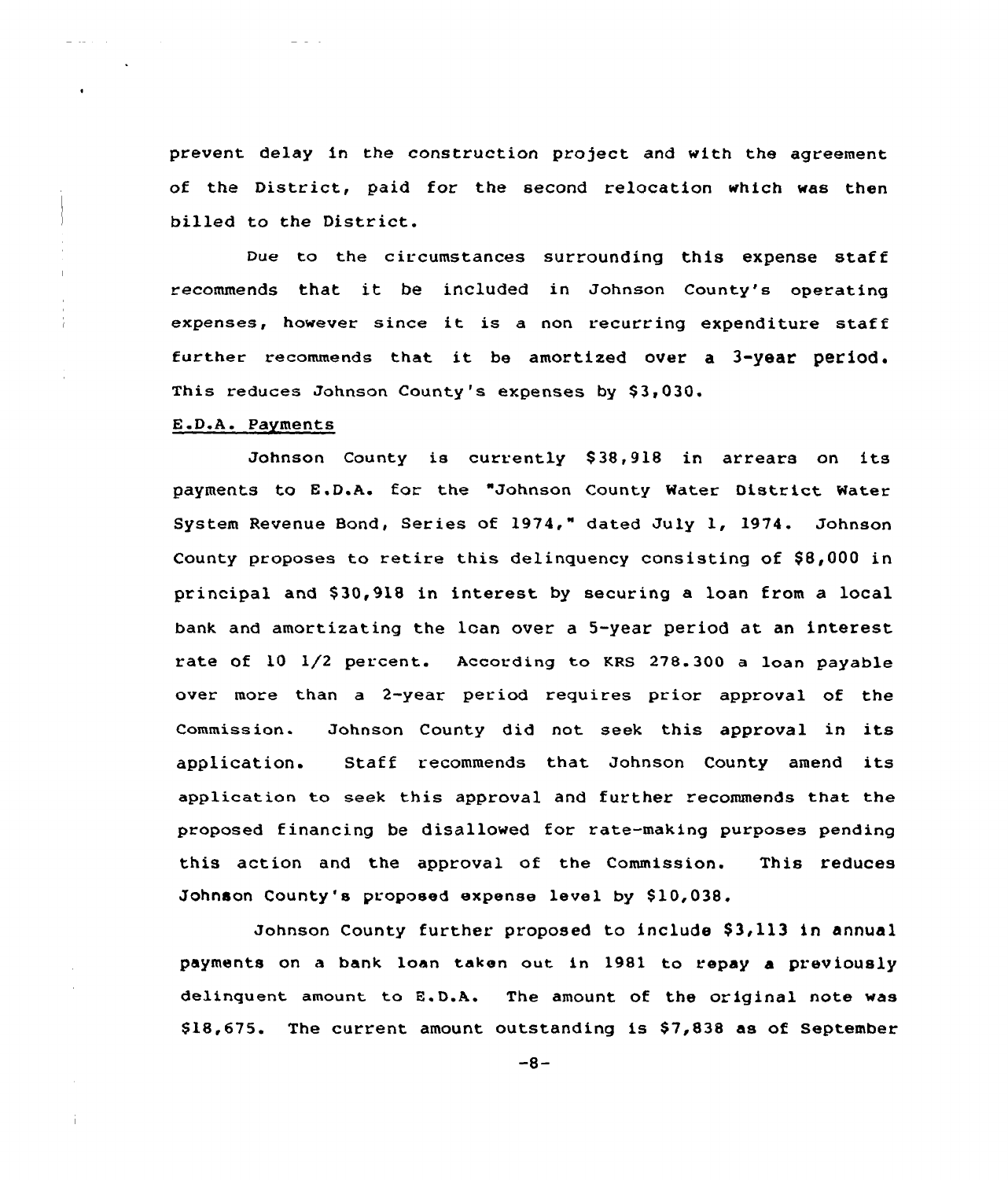prevent delay in the construction project and with the agreement of the District, paid for the second relocation which was then billed to the District.

Due to the circumstances surrounding this expense staff recommends that it be included in Johnson County's operating expenses, however since it is a non recurring expenditure staff further recommends that it be amortized over a 3-year period. This reduces Johnson County's expenses by $3,030.

E.D.A. Payments

Johnson County is currently $38,918 in arrears on its payments to E.D.A. for the "Johnson County Water District Water System Revenue Bond, Series of 1974," dated July 1, 1974. Johnson County proposes to retire this delinquency consisting of $8,000 in principal and $30,918 in interest by securing a loan from a local bank and amortizating the loan over a 5-year period at an interest rate of 10 1/2 percent. According to KRS 278.300 a loan payable over more than a 2-year period requires prior approval of the Commission. Johnson County did not seek this approval in its application. Staff recommends that Johnson County amend its application to seek this approval and further recommends that the proposed financing be disallowed for rate-making purposes pending this action and the approval of the Commission. This reduces Johnson County's proposed expense level by $10,038.

Johnson County further proposed to include $3,113 in annual payments on a bank loan taken out in 1981 to repay a previously delinquent amount to E.D.A. The amount of the original note was $18,675. The current amount outstanding is $7,838 as of September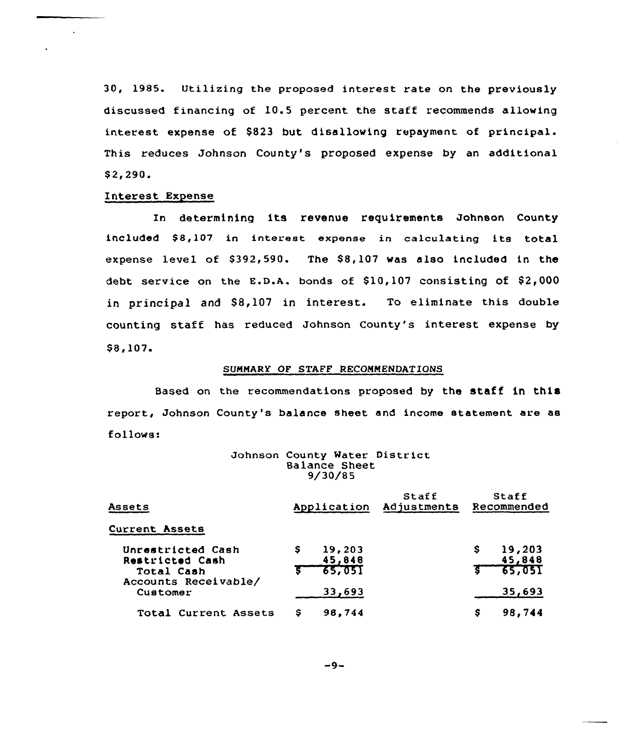30, 1985. Utilizing the proposed interest rate on the previously discussed financing of 10.5 percent the staff recommends allowing interest expense of $823 but disallowing repayment of principal. This reduces Johnson County's proposed expense by an additional $2,290.

Interest Expense

In determining its revenue requirements Johnson County included $8,107 in interest expense in calculating its total expense level of $392,590. The $8,107 was also included in the debt service on the E.D.A. bonds of $10,107 consisting of $2,000 in principal and $8,107 in interest. To eliminate this double counting staff has reduced Johnson County's interest expense by $8,107.

## SUMMARY OF STAFF RECOMMENDATIONS

Based on the recommendations proposed by the staff in this report, Johnson County's balance sheet and income statement are as follows:

Johnson County Water District
Balance Sheet
9/30/85

| Assets | Application | Staff Adjustments | Staff Recommended |
|---|---|---|---|
| Current Assets | | | |
| Unrestricted Cash | $ 19,203 | | $ 19,203 |
| Restricted Cash | 45,848 | | 45,848 |
| Total Cash | $ 65,051 | | $ 65,051 |
| Accounts Receivable/ Customer | 33,693 | | 35,693 |
| Total Current Assets | $ 98,744 | | $ 98,744 |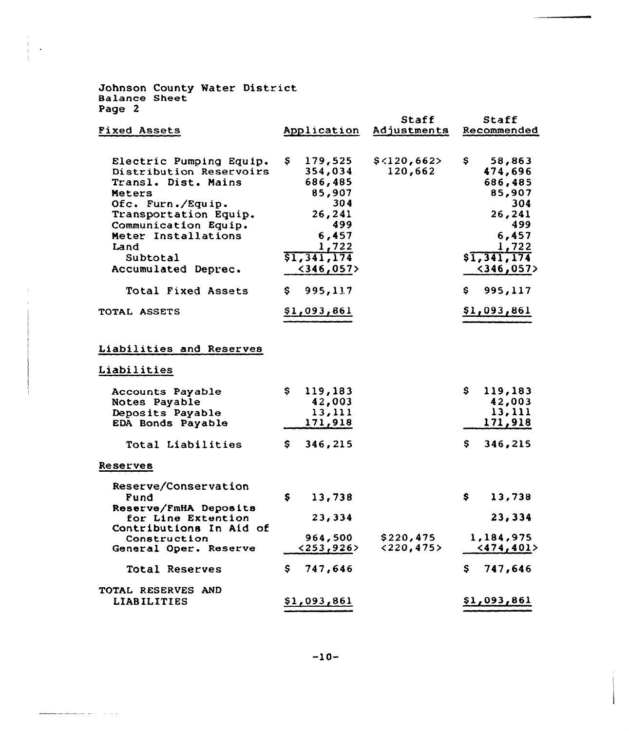Johnson County Water District
Balance Sheet
Page 2

| Fixed Assets | Application | Staff Adjustments | Staff Recommended |
|---|---|---|---|
| Electric Pumping Equip. | $ 179,525 | $<120,662> | $ 58,863 |
| Distribution Reservoirs | 354,034 | 120,662 | 474,696 |
| Transl. Dist. Mains | 686,485 | | 686,485 |
| Meters | 85,907 | | 85,907 |
| Ofc. Furn./Equip. | 304 | | 304 |
| Transportation Equip. | 26,241 | | 26,241 |
| Communication Equip. | 499 | | 499 |
| Meter Installations | 6,457 | | 6,457 |
| Land | 1,722 | | 1,722 |
| Subtotal | $1,341,174 | | $1,341,174 |
| Accumulated Deprec. | <346,057> | | <346,057> |
| Total Fixed Assets | $ 995,117 | | $ 995,117 |
| TOTAL ASSETS | $1,093,861 | | $1,093,861 |
| **Liabilities and Reserves** | | | |
| **Liabilities** | | | |
| Accounts Payable | $ 119,183 | | $ 119,183 |
| Notes Payable | 42,003 | | 42,003 |
| Deposits Payable | 13,111 | | 13,111 |
| EDA Bonds Payable | 171,918 | | 171,918 |
| Total Liabilities | $ 346,215 | | $ 346,215 |
| **Reserves** | | | |
| Reserve/Conservation Fund | $ 13,738 | | $ 13,738 |
| Reserve/FmHA Deposits for Line Extention | 23,334 | | 23,334 |
| Contributions In Aid of Construction | 964,500 | $220,475 | 1,184,975 |
| General Oper. Reserve | <253,926> | <220,475> | <474,401> |
| Total Reserves | $ 747,646 | | $ 747,646 |
| TOTAL RESERVES AND LIABILITIES | $1,093,861 | | $1,093,861 |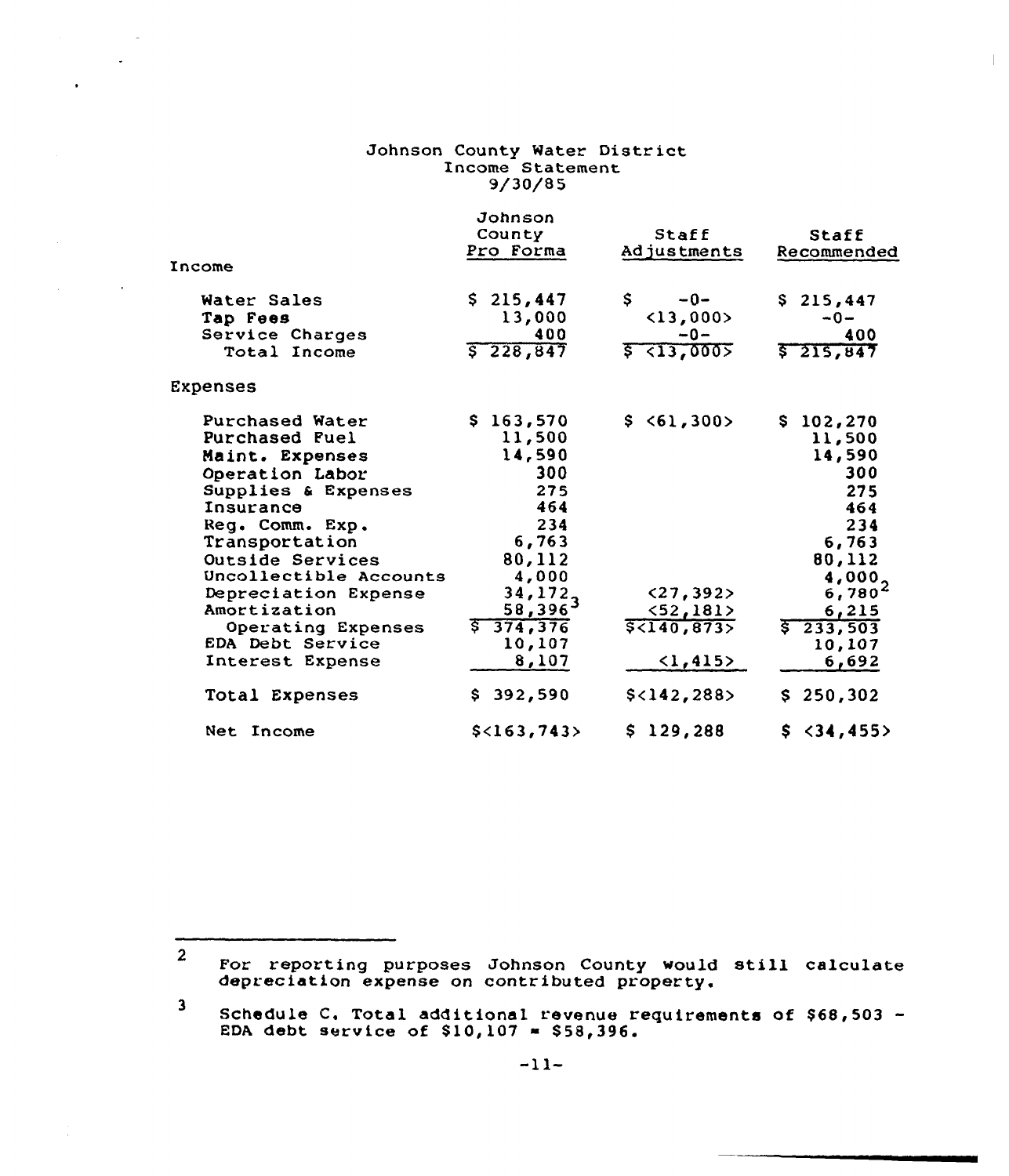Johnson County Water District
Income Statement
9/30/85

| | Johnson County Pro Forma | Staff Adjustments | Staff Recommended |
|---|---|---|---|
| Income | | | |
| Water Sales | $ 215,447 | $ -0- | $ 215,447 |
| Tap Fees | 13,000 | <13,000> | -0- |
| Service Charges | 400 | -0- | 400 |
| Total Income | $ 228,847 | $ <13,000> | $ 215,847 |
| Expenses | | | |
| Purchased Water | $ 163,570 | $ <61,300> | $ 102,270 |
| Purchased Fuel | 11,500 | | 11,500 |
| Maint. Expenses | 14,590 | | 14,590 |
| Operation Labor | 300 | | 300 |
| Supplies & Expenses | 275 | | 275 |
| Insurance | 464 | | 464 |
| Reg. Comm. Exp. | 234 | | 234 |
| Transportation | 6,763 | | 6,763 |
| Outside Services | 80,112 | | 80,112 |
| Uncollectible Accounts | 4,000 | | 4,000 |
| Depreciation Expense | 34,172 | <27,392> | 6,780[2] |
| Amortization | 58,396[3] | <52,181> | 6,215 |
| Operating Expenses | $ 374,376 | $<140,873> | $ 233,503 |
| EDA Debt Service | 10,107 | | 10,107 |
| Interest Expense | 8,107 | <1,415> | 6,692 |
| Total Expenses | $ 392,590 | $<142,288> | $ 250,302 |
| Net Income | $<163,743> | $ 129,288 | $ <34,455> |

[2] For reporting purposes Johnson County would still calculate depreciation expense on contributed property.

[3] Schedule C. Total additional revenue requirements of $68,503 - EDA debt service of $10,107 = $58,396.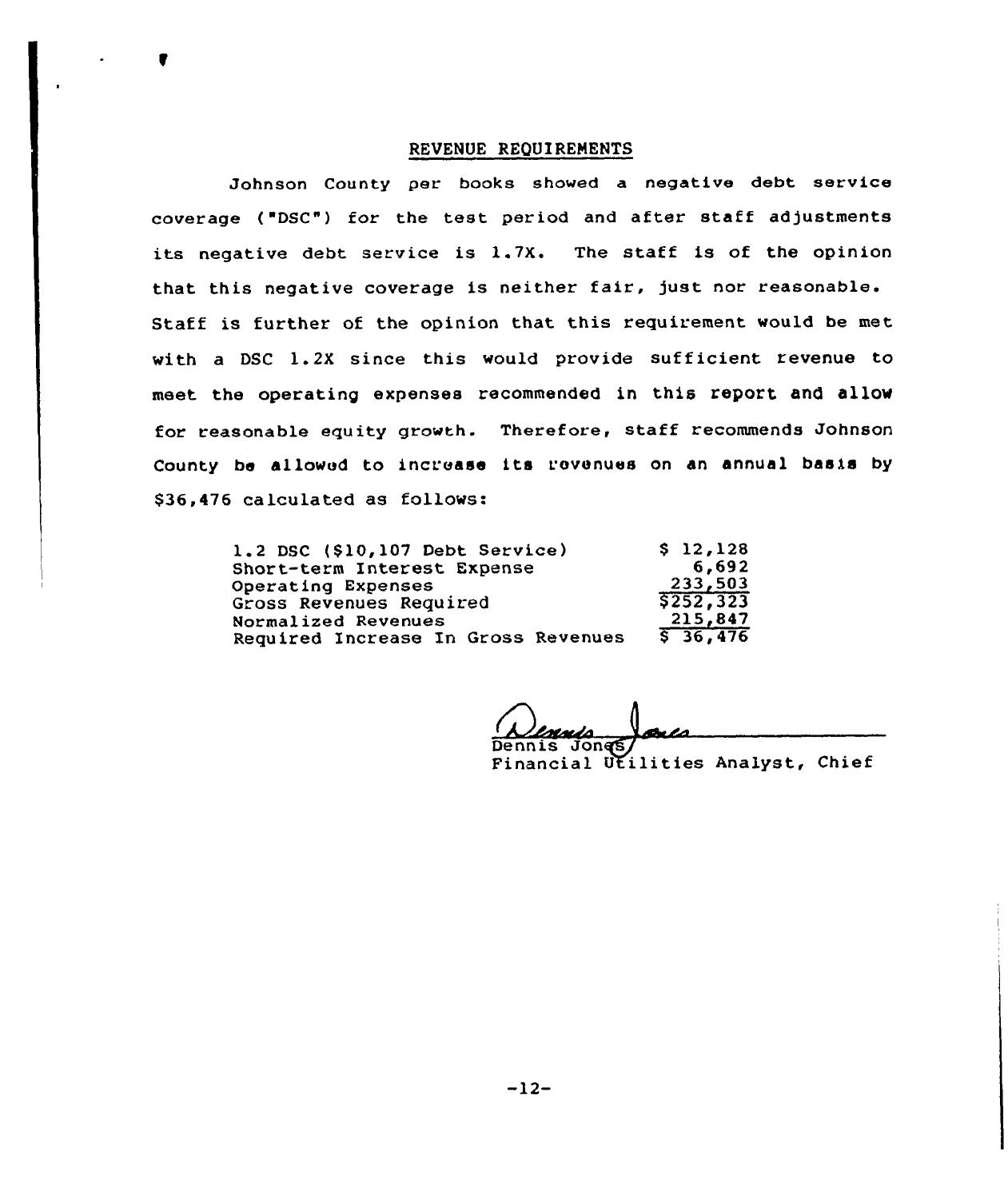## REVENUE REQUIREMENTS

Johnson County per books showed a negative debt service coverage ("DSC") for the test period and after staff adjustments its negative debt service is 1.7X. The staff is of the opinion that this negative coverage is neither fair, just nor reasonable. Staff is further of the opinion that this requirement would be met with a DSC 1.2X since this would provide sufficient revenue to meet the operating expenses recommended in this report and allow for reasonable equity growth. Therefore, staff recommends Johnson County be allowed to increase its revenues on an annual basis by $36,476 calculated as follows:

| | |
|---|---|
| 1.2 DSC ($10,107 Debt Service) | $ 12,128 |
| Short-term Interest Expense | 6,692 |
| Operating Expenses | 233,503 |
| Gross Revenues Required | $252,323 |
| Normalized Revenues | 215,847 |
| Required Increase In Gross Revenues | $ 36,476 |

Dennis Jones
Financial Utilities Analyst, Chief